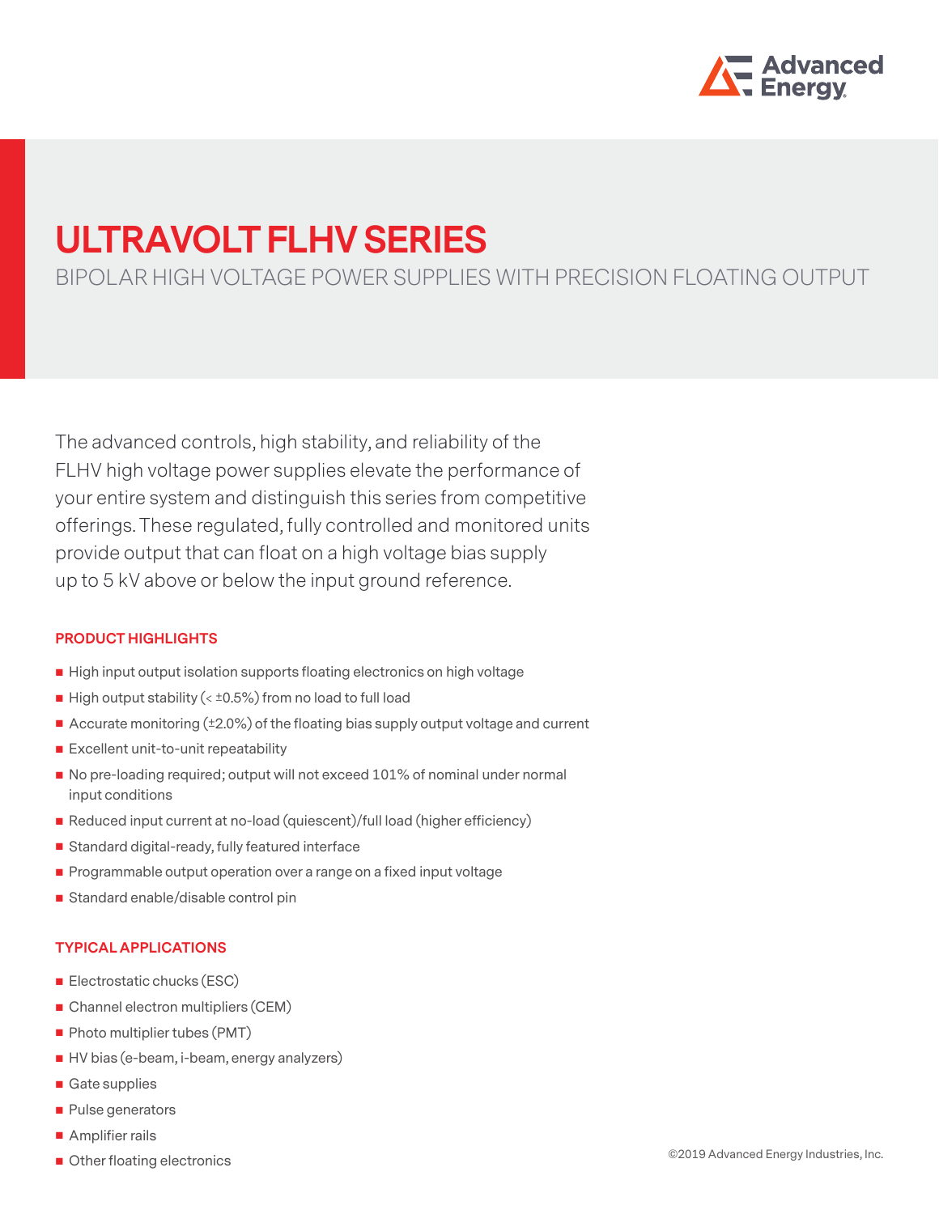# ULTRAVOLT FLHV SERIES

## BIPOLAR HIGH VOLTAGE POWER SUPPLIES WITH PRECISION FLOATING OUTPUT

The advanced controls, high stability, and reliability of the FLHV high voltage power supplies elevate the performance of your entire system and distinguish this series from competitive offerings. These regulated, fully controlled and monitored units provide output that can float on a high voltage bias supply up to 5 kV above or below the input ground reference.

### PRODUCT HIGHLIGHTS

- High input output isolation supports floating electronics on high voltage
- High output stability (< ±0.5%) from no load to full load
- Accurate monitoring (±2.0%) of the floating bias supply output voltage and current
- Excellent unit-to-unit repeatability
- No pre-loading required; output will not exceed 101% of nominal under normal input conditions
- Reduced input current at no-load (quiescent)/full load (higher efficiency)
- Standard digital-ready, fully featured interface
- Programmable output operation over a range on a fixed input voltage
- Standard enable/disable control pin

### TYPICAL APPLICATIONS

- Electrostatic chucks (ESC)
- Channel electron multipliers (CEM)
- Photo multiplier tubes (PMT)
- HV bias (e-beam, i-beam, energy analyzers)
- Gate supplies
- Pulse generators
- Amplifier rails
- Other floating electronics

©2019 Advanced Energy Industries, Inc.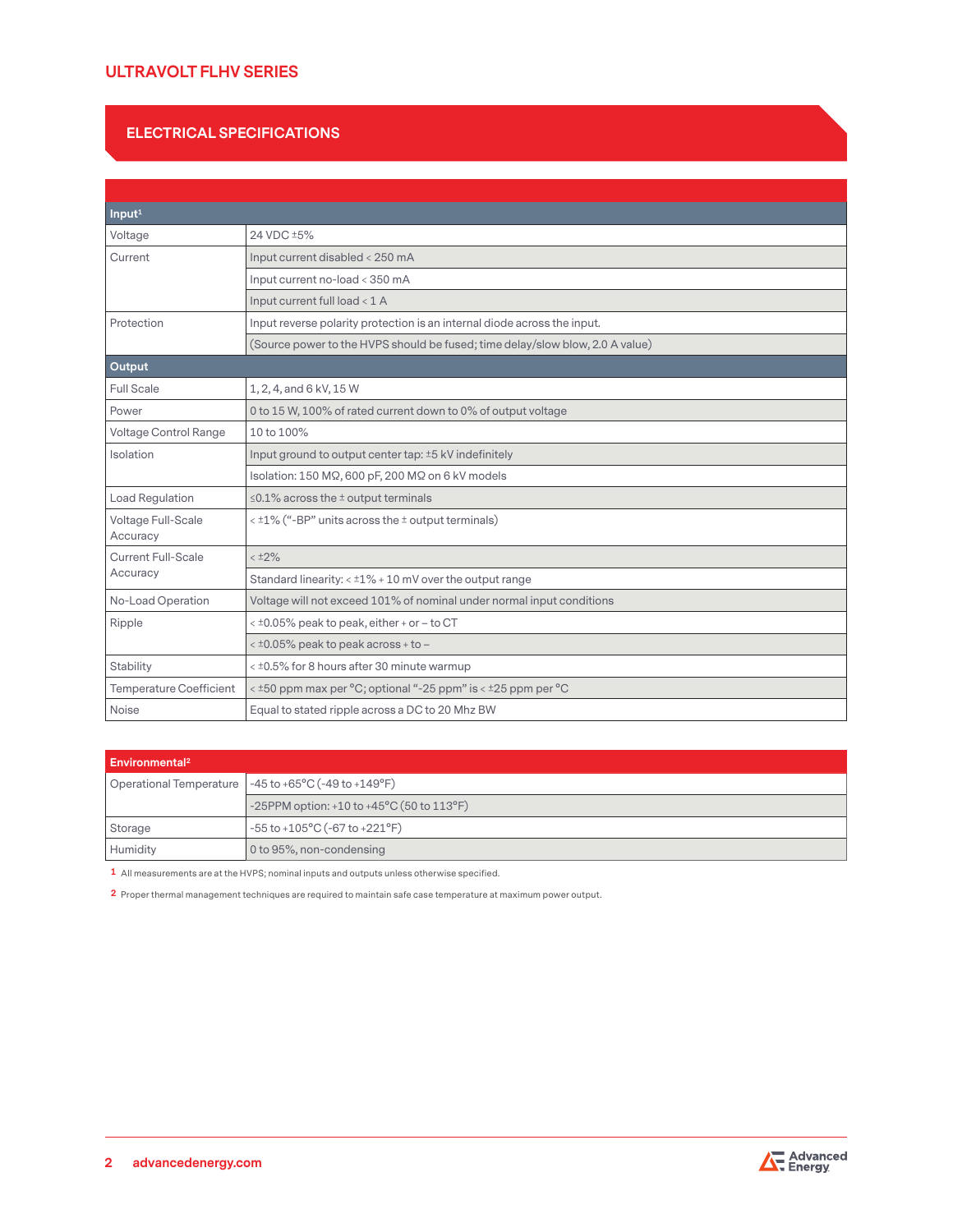## ELECTRICAL SPECIFICATIONS

| Input[1] | |
|---|---|
| Voltage | 24 VDC ±5% |
| Current | Input current disabled < 250 mA |
| | Input current no-load < 350 mA |
| | Input current full load < 1 A |
| Protection | Input reverse polarity protection is an internal diode across the input. |
| | (Source power to the HVPS should be fused; time delay/slow blow, 2.0 A value) |
| **Output** | |
| Full Scale | 1, 2, 4, and 6 kV, 15 W |
| Power | 0 to 15 W, 100% of rated current down to 0% of output voltage |
| Voltage Control Range | 10 to 100% |
| Isolation | Input ground to output center tap: ±5 kV indefinitely |
| | Isolation: 150 MΩ, 600 pF, 200 MΩ on 6 kV models |
| Load Regulation | ≤0.1% across the ± output terminals |
| Voltage Full-Scale Accuracy | < ±1% ("-BP" units across the ± output terminals) |
| Current Full-Scale Accuracy | < ±2% |
| | Standard linearity: < ±1% + 10 mV over the output range |
| No-Load Operation | Voltage will not exceed 101% of nominal under normal input conditions |
| Ripple | < ±0.05% peak to peak, either + or – to CT |
| | < ±0.05% peak to peak across + to – |
| Stability | < ±0.5% for 8 hours after 30 minute warmup |
| Temperature Coefficient | < ±50 ppm max per °C; optional "-25 ppm" is < ±25 ppm per °C |
| Noise | Equal to stated ripple across a DC to 20 Mhz BW |

| Environmental[2] | |
|---|---|
| Operational Temperature | -45 to +65°C (-49 to +149°F) |
| | -25PPM option: +10 to +45°C (50 to 113°F) |
| Storage | -55 to +105°C (-67 to +221°F) |
| Humidity | 0 to 95%, non-condensing |

1 All measurements are at the HVPS; nominal inputs and outputs unless otherwise specified.

2 Proper thermal management techniques are required to maintain safe case temperature at maximum power output.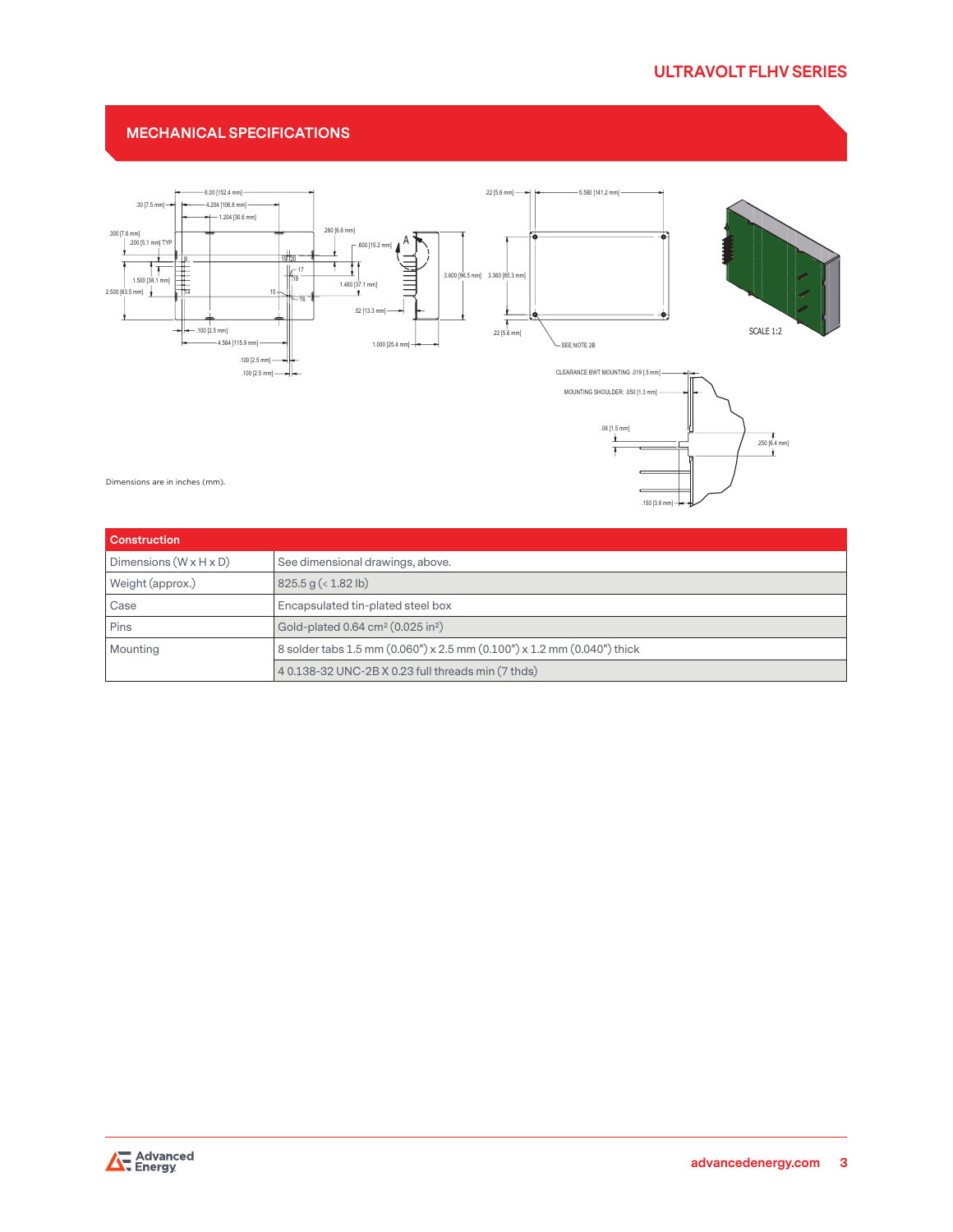## MECHANICAL SPECIFICATIONS

Dimensions are in inches (mm).

| Construction | |
|---|---|
| Dimensions (W x H x D) | See dimensional drawings, above. |
| Weight (approx.) | 825.5 g (< 1.82 lb) |
| Case | Encapsulated tin-plated steel box |
| Pins | Gold-plated 0.64 cm² (0.025 in²) |
| Mounting | 8 solder tabs 1.5 mm (0.060") x 2.5 mm (0.100") x 1.2 mm (0.040") thick |
| | 4 0.138-32 UNC-2B X 0.23 full threads min (7 thds) |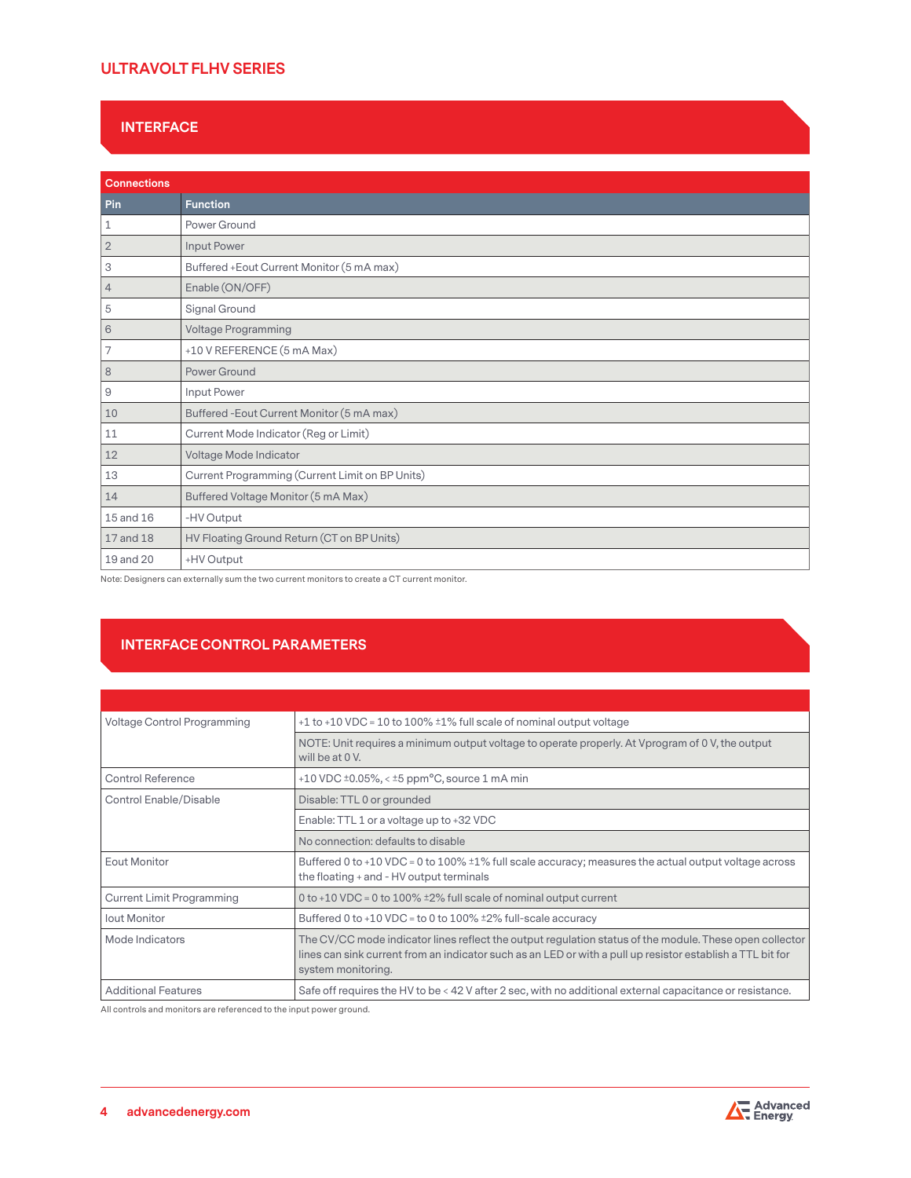## INTERFACE

| Connections | |
|---|---|
| **Pin** | **Function** |
| 1 | Power Ground |
| 2 | Input Power |
| 3 | Buffered +Eout Current Monitor (5 mA max) |
| 4 | Enable (ON/OFF) |
| 5 | Signal Ground |
| 6 | Voltage Programming |
| 7 | +10 V REFERENCE (5 mA Max) |
| 8 | Power Ground |
| 9 | Input Power |
| 10 | Buffered -Eout Current Monitor (5 mA max) |
| 11 | Current Mode Indicator (Reg or Limit) |
| 12 | Voltage Mode Indicator |
| 13 | Current Programming (Current Limit on BP Units) |
| 14 | Buffered Voltage Monitor (5 mA Max) |
| 15 and 16 | -HV Output |
| 17 and 18 | HV Floating Ground Return (CT on BP Units) |
| 19 and 20 | +HV Output |

Note: Designers can externally sum the two current monitors to create a CT current monitor.

## INTERFACE CONTROL PARAMETERS

| | |
|---|---|
| Voltage Control Programming | +1 to +10 VDC = 10 to 100% ±1% full scale of nominal output voltage |
| | NOTE: Unit requires a minimum output voltage to operate properly. At Vprogram of 0 V, the output will be at 0 V. |
| Control Reference | +10 VDC ±0.05%, < ±5 ppm°C, source 1 mA min |
| Control Enable/Disable | Disable: TTL 0 or grounded |
| | Enable: TTL 1 or a voltage up to +32 VDC |
| | No connection: defaults to disable |
| Eout Monitor | Buffered 0 to +10 VDC = 0 to 100% ±1% full scale accuracy; measures the actual output voltage across the floating + and - HV output terminals |
| Current Limit Programming | 0 to +10 VDC = 0 to 100% ±2% full scale of nominal output current |
| Iout Monitor | Buffered 0 to +10 VDC = to 0 to 100% ±2% full-scale accuracy |
| Mode Indicators | The CV/CC mode indicator lines reflect the output regulation status of the module. These open collector lines can sink current from an indicator such as an LED or with a pull up resistor establish a TTL bit for system monitoring. |
| Additional Features | Safe off requires the HV to be < 42 V after 2 sec, with no additional external capacitance or resistance. |

All controls and monitors are referenced to the input power ground.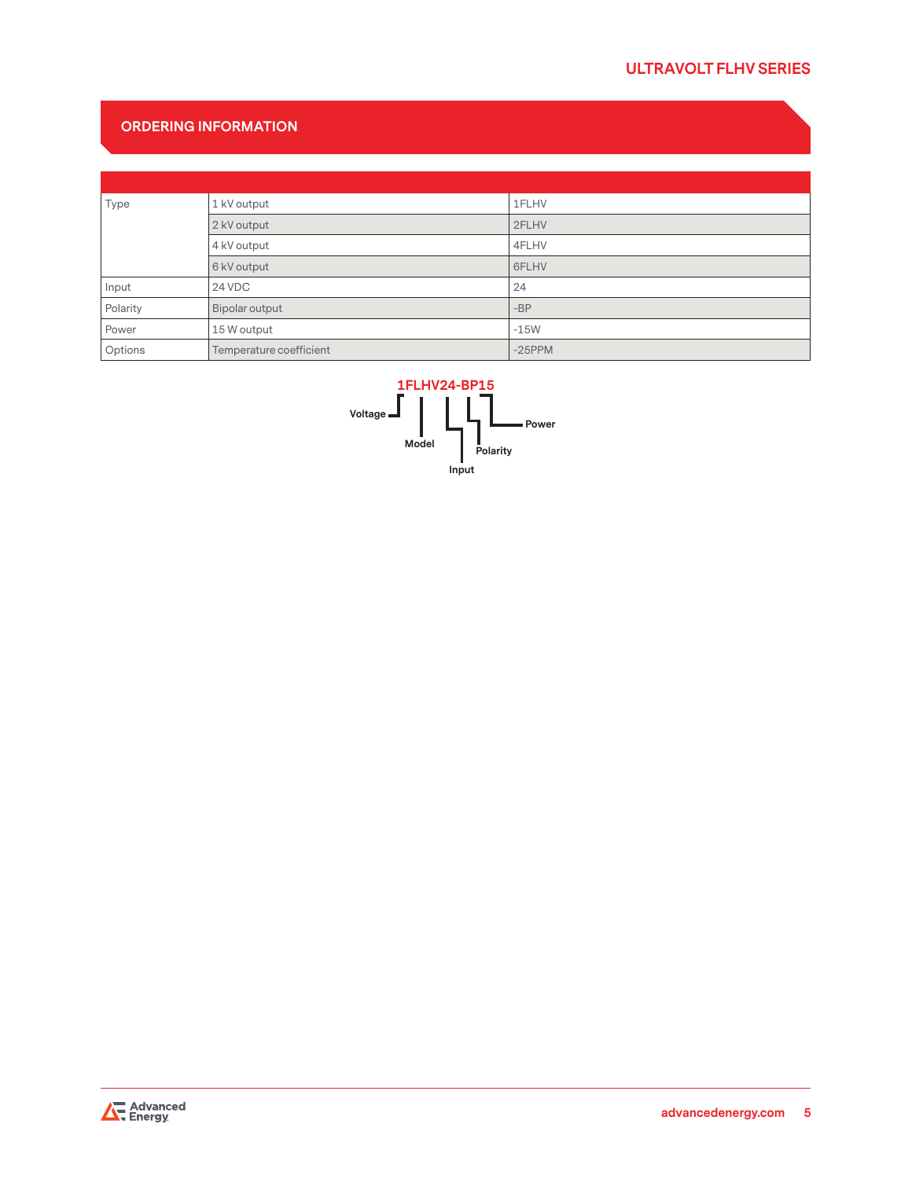## ORDERING INFORMATION

| | | |
|---|---|---|
| Type | 1 kV output | 1FLHV |
| | 2 kV output | 2FLHV |
| | 4 kV output | 4FLHV |
| | 6 kV output | 6FLHV |
| Input | 24 VDC | 24 |
| Polarity | Bipolar output | -BP |
| Power | 15 W output | -15W |
| Options | Temperature coefficient | -25PPM |

**1FLHV24-BP15**

- Voltage
- Model
- Input
- Polarity
- Power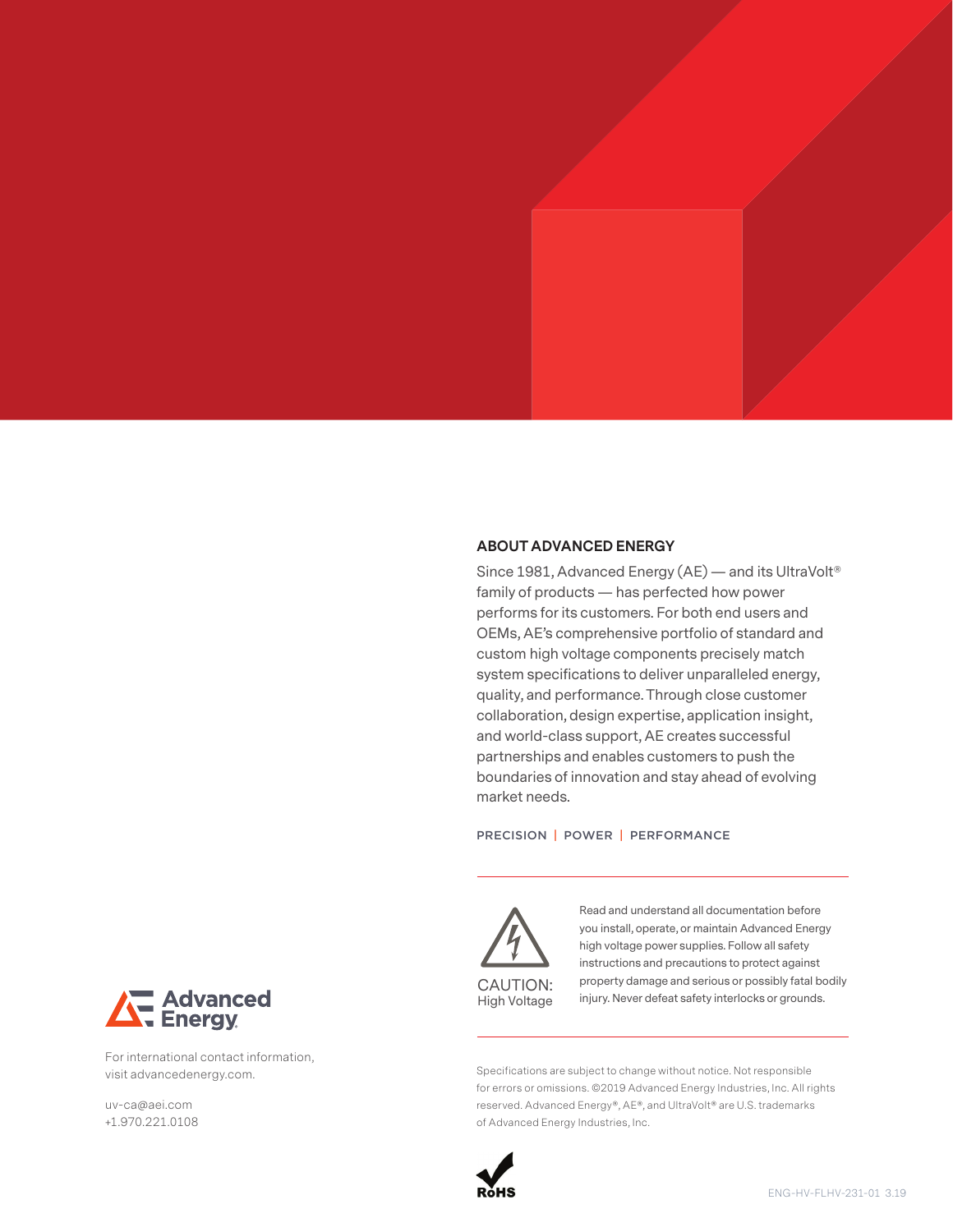## ABOUT ADVANCED ENERGY

Since 1981, Advanced Energy (AE) — and its UltraVolt® family of products — has perfected how power performs for its customers. For both end users and OEMs, AE's comprehensive portfolio of standard and custom high voltage components precisely match system specifications to deliver unparalleled energy, quality, and performance. Through close customer collaboration, design expertise, application insight, and world-class support, AE creates successful partnerships and enables customers to push the boundaries of innovation and stay ahead of evolving market needs.

PRECISION | POWER | PERFORMANCE

CAUTION: High Voltage

Read and understand all documentation before you install, operate, or maintain Advanced Energy high voltage power supplies. Follow all safety instructions and precautions to protect against property damage and serious or possibly fatal bodily injury. Never defeat safety interlocks or grounds.

Advanced Energy

For international contact information, visit advancedenergy.com.

uv-ca@aei.com
+1.970.221.0108

Specifications are subject to change without notice. Not responsible for errors or omissions. ©2019 Advanced Energy Industries, Inc. All rights reserved. Advanced Energy®, AE®, and UltraVolt® are U.S. trademarks of Advanced Energy Industries, Inc.

RoHS

ENG-HV-FLHV-231-01 3.19